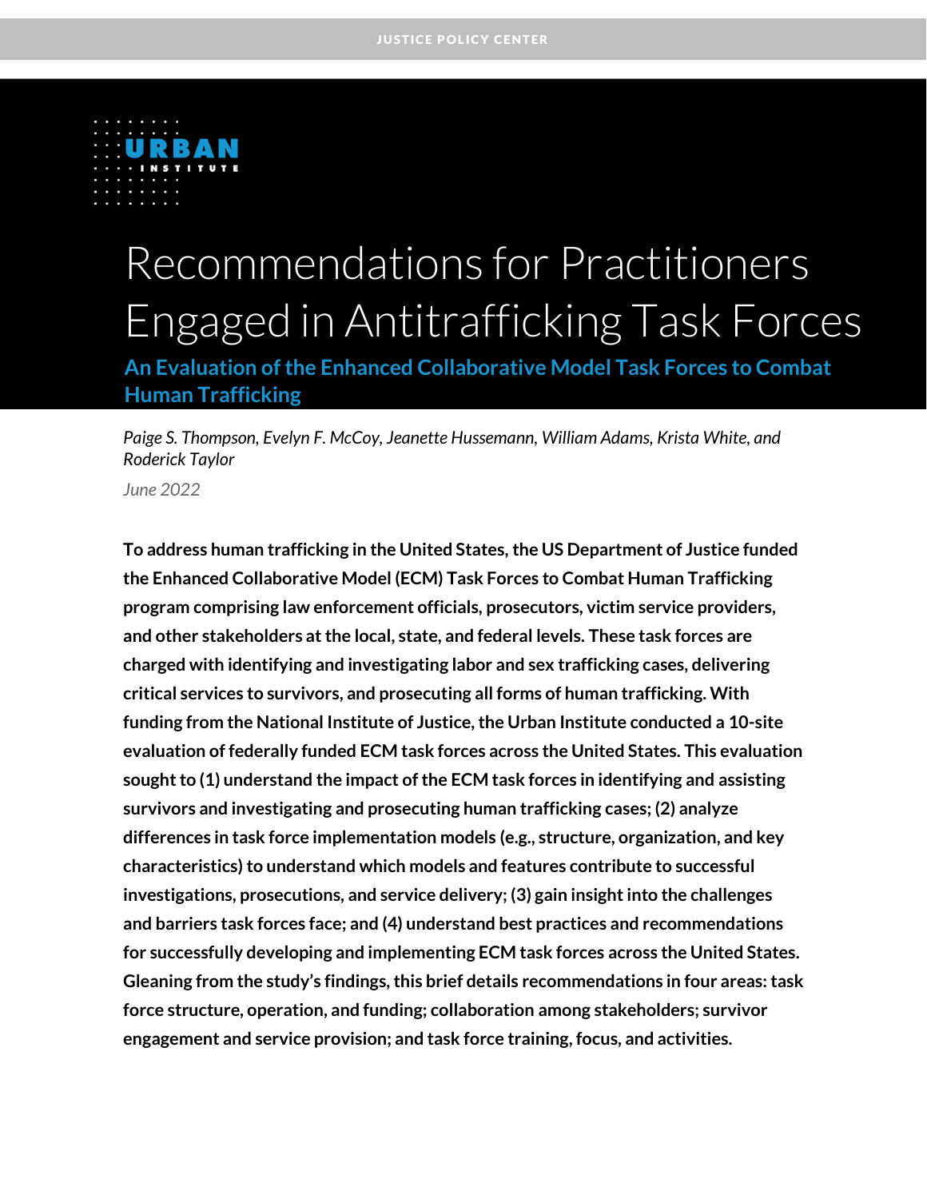JUSTICE POLICY CENTER

URBAN INSTITUTE

# Recommendations for Practitioners Engaged in Antitrafficking Task Forces

## An Evaluation of the Enhanced Collaborative Model Task Forces to Combat Human Trafficking

*Paige S. Thompson, Evelyn F. McCoy, Jeanette Hussemann, William Adams, Krista White, and Roderick Taylor*

*June 2022*

**To address human trafficking in the United States, the US Department of Justice funded the Enhanced Collaborative Model (ECM) Task Forces to Combat Human Trafficking program comprising law enforcement officials, prosecutors, victim service providers, and other stakeholders at the local, state, and federal levels. These task forces are charged with identifying and investigating labor and sex trafficking cases, delivering critical services to survivors, and prosecuting all forms of human trafficking. With funding from the National Institute of Justice, the Urban Institute conducted a 10-site evaluation of federally funded ECM task forces across the United States. This evaluation sought to (1) understand the impact of the ECM task forces in identifying and assisting survivors and investigating and prosecuting human trafficking cases; (2) analyze differences in task force implementation models (e.g., structure, organization, and key characteristics) to understand which models and features contribute to successful investigations, prosecutions, and service delivery; (3) gain insight into the challenges and barriers task forces face; and (4) understand best practices and recommendations for successfully developing and implementing ECM task forces across the United States. Gleaning from the study's findings, this brief details recommendations in four areas: task force structure, operation, and funding; collaboration among stakeholders; survivor engagement and service provision; and task force training, focus, and activities.**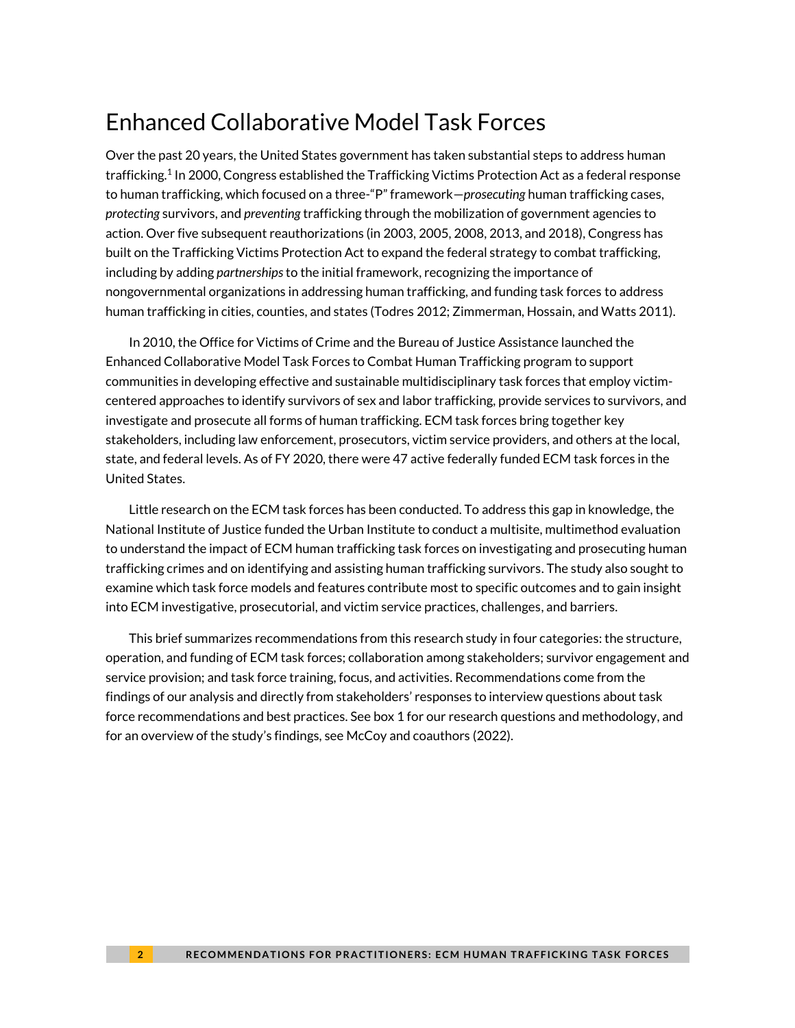# Enhanced Collaborative Model Task Forces

Over the past 20 years, the United States government has taken substantial steps to address human trafficking.[1] In 2000, Congress established the Trafficking Victims Protection Act as a federal response to human trafficking, which focused on a three-"P" framework—*prosecuting* human trafficking cases, *protecting* survivors, and *preventing* trafficking through the mobilization of government agencies to action. Over five subsequent reauthorizations (in 2003, 2005, 2008, 2013, and 2018), Congress has built on the Trafficking Victims Protection Act to expand the federal strategy to combat trafficking, including by adding *partnerships* to the initial framework, recognizing the importance of nongovernmental organizations in addressing human trafficking, and funding task forces to address human trafficking in cities, counties, and states (Todres 2012; Zimmerman, Hossain, and Watts 2011).

In 2010, the Office for Victims of Crime and the Bureau of Justice Assistance launched the Enhanced Collaborative Model Task Forces to Combat Human Trafficking program to support communities in developing effective and sustainable multidisciplinary task forces that employ victim-centered approaches to identify survivors of sex and labor trafficking, provide services to survivors, and investigate and prosecute all forms of human trafficking. ECM task forces bring together key stakeholders, including law enforcement, prosecutors, victim service providers, and others at the local, state, and federal levels. As of FY 2020, there were 47 active federally funded ECM task forces in the United States.

Little research on the ECM task forces has been conducted. To address this gap in knowledge, the National Institute of Justice funded the Urban Institute to conduct a multisite, multimethod evaluation to understand the impact of ECM human trafficking task forces on investigating and prosecuting human trafficking crimes and on identifying and assisting human trafficking survivors. The study also sought to examine which task force models and features contribute most to specific outcomes and to gain insight into ECM investigative, prosecutorial, and victim service practices, challenges, and barriers.

This brief summarizes recommendations from this research study in four categories: the structure, operation, and funding of ECM task forces; collaboration among stakeholders; survivor engagement and service provision; and task force training, focus, and activities. Recommendations come from the findings of our analysis and directly from stakeholders' responses to interview questions about task force recommendations and best practices. See box 1 for our research questions and methodology, and for an overview of the study's findings, see McCoy and coauthors (2022).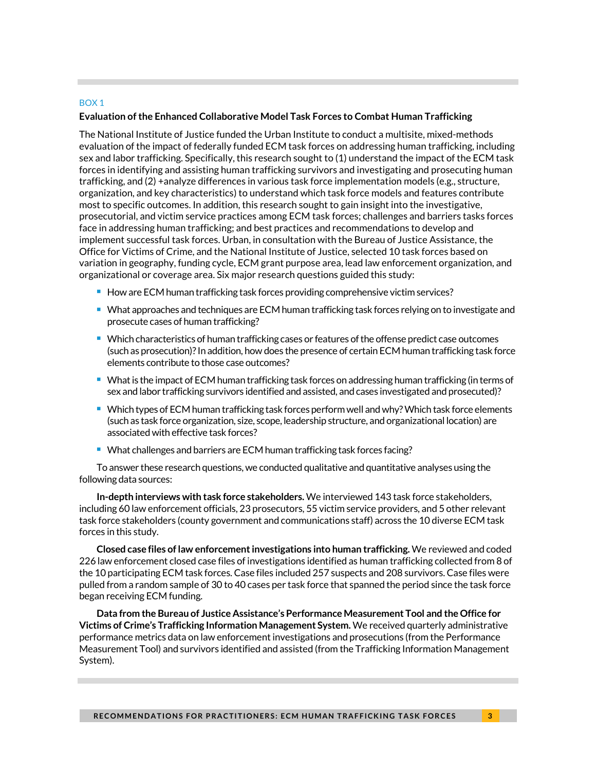BOX 1

**Evaluation of the Enhanced Collaborative Model Task Forces to Combat Human Trafficking**

The National Institute of Justice funded the Urban Institute to conduct a multisite, mixed-methods evaluation of the impact of federally funded ECM task forces on addressing human trafficking, including sex and labor trafficking. Specifically, this research sought to (1) understand the impact of the ECM task forces in identifying and assisting human trafficking survivors and investigating and prosecuting human trafficking, and (2) +analyze differences in various task force implementation models (e.g., structure, organization, and key characteristics) to understand which task force models and features contribute most to specific outcomes. In addition, this research sought to gain insight into the investigative, prosecutorial, and victim service practices among ECM task forces; challenges and barriers tasks forces face in addressing human trafficking; and best practices and recommendations to develop and implement successful task forces. Urban, in consultation with the Bureau of Justice Assistance, the Office for Victims of Crime, and the National Institute of Justice, selected 10 task forces based on variation in geography, funding cycle, ECM grant purpose area, lead law enforcement organization, and organizational or coverage area. Six major research questions guided this study:

- How are ECM human trafficking task forces providing comprehensive victim services?
- What approaches and techniques are ECM human trafficking task forces relying on to investigate and prosecute cases of human trafficking?
- Which characteristics of human trafficking cases or features of the offense predict case outcomes (such as prosecution)? In addition, how does the presence of certain ECM human trafficking task force elements contribute to those case outcomes?
- What is the impact of ECM human trafficking task forces on addressing human trafficking (in terms of sex and labor trafficking survivors identified and assisted, and cases investigated and prosecuted)?
- Which types of ECM human trafficking task forces perform well and why? Which task force elements (such as task force organization, size, scope, leadership structure, and organizational location) are associated with effective task forces?
- What challenges and barriers are ECM human trafficking task forces facing?

To answer these research questions, we conducted qualitative and quantitative analyses using the following data sources:

**In-depth interviews with task force stakeholders.** We interviewed 143 task force stakeholders, including 60 law enforcement officials, 23 prosecutors, 55 victim service providers, and 5 other relevant task force stakeholders (county government and communications staff) across the 10 diverse ECM task forces in this study.

**Closed case files of law enforcement investigations into human trafficking.** We reviewed and coded 226 law enforcement closed case files of investigations identified as human trafficking collected from 8 of the 10 participating ECM task forces. Case files included 257 suspects and 208 survivors. Case files were pulled from a random sample of 30 to 40 cases per task force that spanned the period since the task force began receiving ECM funding.

**Data from the Bureau of Justice Assistance's Performance Measurement Tool and the Office for Victims of Crime's Trafficking Information Management System.** We received quarterly administrative performance metrics data on law enforcement investigations and prosecutions (from the Performance Measurement Tool) and survivors identified and assisted (from the Trafficking Information Management System).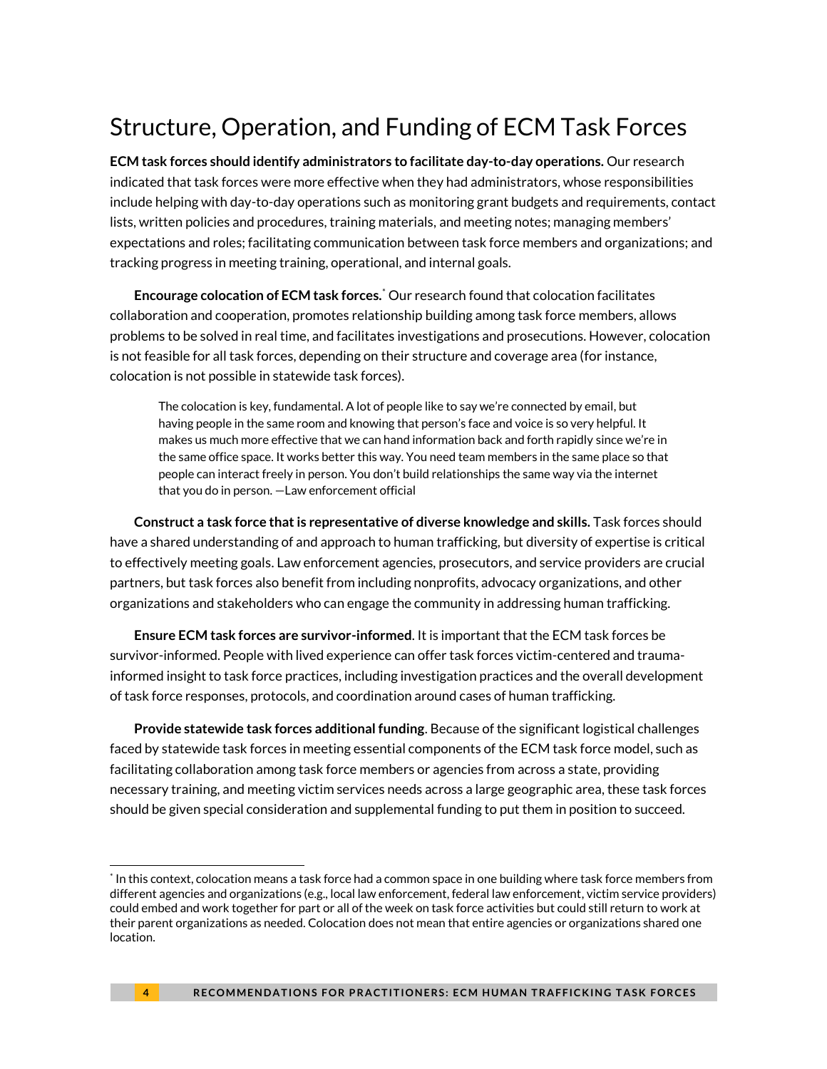## Structure, Operation, and Funding of ECM Task Forces

**ECM task forces should identify administrators to facilitate day-to-day operations.** Our research indicated that task forces were more effective when they had administrators, whose responsibilities include helping with day-to-day operations such as monitoring grant budgets and requirements, contact lists, written policies and procedures, training materials, and meeting notes; managing members' expectations and roles; facilitating communication between task force members and organizations; and tracking progress in meeting training, operational, and internal goals.

**Encourage colocation of ECM task forces.**[*] Our research found that colocation facilitates collaboration and cooperation, promotes relationship building among task force members, allows problems to be solved in real time, and facilitates investigations and prosecutions. However, colocation is not feasible for all task forces, depending on their structure and coverage area (for instance, colocation is not possible in statewide task forces).

> The colocation is key, fundamental. A lot of people like to say we're connected by email, but having people in the same room and knowing that person's face and voice is so very helpful. It makes us much more effective that we can hand information back and forth rapidly since we're in the same office space. It works better this way. You need team members in the same place so that people can interact freely in person. You don't build relationships the same way via the internet that you do in person. —Law enforcement official

**Construct a task force that is representative of diverse knowledge and skills.** Task forces should have a shared understanding of and approach to human trafficking, but diversity of expertise is critical to effectively meeting goals. Law enforcement agencies, prosecutors, and service providers are crucial partners, but task forces also benefit from including nonprofits, advocacy organizations, and other organizations and stakeholders who can engage the community in addressing human trafficking.

**Ensure ECM task forces are survivor-informed**. It is important that the ECM task forces be survivor-informed. People with lived experience can offer task forces victim-centered and trauma-informed insight to task force practices, including investigation practices and the overall development of task force responses, protocols, and coordination around cases of human trafficking.

**Provide statewide task forces additional funding**. Because of the significant logistical challenges faced by statewide task forces in meeting essential components of the ECM task force model, such as facilitating collaboration among task force members or agencies from across a state, providing necessary training, and meeting victim services needs across a large geographic area, these task forces should be given special consideration and supplemental funding to put them in position to succeed.

---

[*] In this context, colocation means a task force had a common space in one building where task force members from different agencies and organizations (e.g., local law enforcement, federal law enforcement, victim service providers) could embed and work together for part or all of the week on task force activities but could still return to work at their parent organizations as needed. Colocation does not mean that entire agencies or organizations shared one location.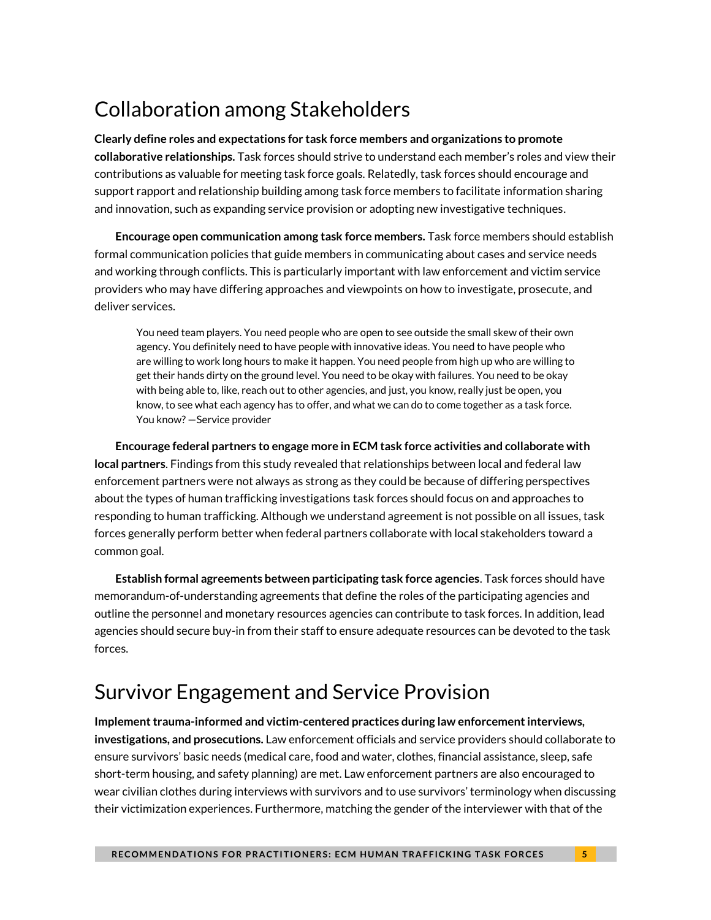## Collaboration among Stakeholders

**Clearly define roles and expectations for task force members and organizations to promote collaborative relationships.** Task forces should strive to understand each member's roles and view their contributions as valuable for meeting task force goals. Relatedly, task forces should encourage and support rapport and relationship building among task force members to facilitate information sharing and innovation, such as expanding service provision or adopting new investigative techniques.

**Encourage open communication among task force members.** Task force members should establish formal communication policies that guide members in communicating about cases and service needs and working through conflicts. This is particularly important with law enforcement and victim service providers who may have differing approaches and viewpoints on how to investigate, prosecute, and deliver services.

> You need team players. You need people who are open to see outside the small skew of their own agency. You definitely need to have people with innovative ideas. You need to have people who are willing to work long hours to make it happen. You need people from high up who are willing to get their hands dirty on the ground level. You need to be okay with failures. You need to be okay with being able to, like, reach out to other agencies, and just, you know, really just be open, you know, to see what each agency has to offer, and what we can do to come together as a task force. You know? —Service provider

**Encourage federal partners to engage more in ECM task force activities and collaborate with local partners**. Findings from this study revealed that relationships between local and federal law enforcement partners were not always as strong as they could be because of differing perspectives about the types of human trafficking investigations task forces should focus on and approaches to responding to human trafficking. Although we understand agreement is not possible on all issues, task forces generally perform better when federal partners collaborate with local stakeholders toward a common goal.

**Establish formal agreements between participating task force agencies**. Task forces should have memorandum-of-understanding agreements that define the roles of the participating agencies and outline the personnel and monetary resources agencies can contribute to task forces. In addition, lead agencies should secure buy-in from their staff to ensure adequate resources can be devoted to the task forces.

## Survivor Engagement and Service Provision

**Implement trauma-informed and victim-centered practices during law enforcement interviews, investigations, and prosecutions.** Law enforcement officials and service providers should collaborate to ensure survivors' basic needs (medical care, food and water, clothes, financial assistance, sleep, safe short-term housing, and safety planning) are met. Law enforcement partners are also encouraged to wear civilian clothes during interviews with survivors and to use survivors' terminology when discussing their victimization experiences. Furthermore, matching the gender of the interviewer with that of the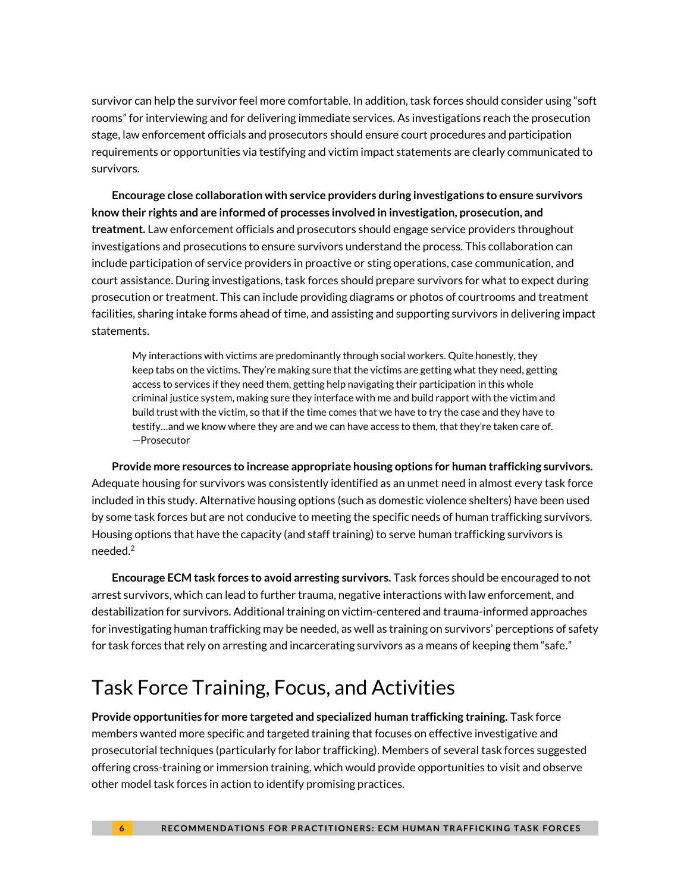survivor can help the survivor feel more comfortable. In addition, task forces should consider using "soft rooms" for interviewing and for delivering immediate services. As investigations reach the prosecution stage, law enforcement officials and prosecutors should ensure court procedures and participation requirements or opportunities via testifying and victim impact statements are clearly communicated to survivors.

**Encourage close collaboration with service providers during investigations to ensure survivors know their rights and are informed of processes involved in investigation, prosecution, and treatment.** Law enforcement officials and prosecutors should engage service providers throughout investigations and prosecutions to ensure survivors understand the process. This collaboration can include participation of service providers in proactive or sting operations, case communication, and court assistance. During investigations, task forces should prepare survivors for what to expect during prosecution or treatment. This can include providing diagrams or photos of courtrooms and treatment facilities, sharing intake forms ahead of time, and assisting and supporting survivors in delivering impact statements.

> My interactions with victims are predominantly through social workers. Quite honestly, they keep tabs on the victims. They're making sure that the victims are getting what they need, getting access to services if they need them, getting help navigating their participation in this whole criminal justice system, making sure they interface with me and build rapport with the victim and build trust with the victim, so that if the time comes that we have to try the case and they have to testify…and we know where they are and we can have access to them, that they're taken care of.
> —Prosecutor

**Provide more resources to increase appropriate housing options for human trafficking survivors.** Adequate housing for survivors was consistently identified as an unmet need in almost every task force included in this study. Alternative housing options (such as domestic violence shelters) have been used by some task forces but are not conducive to meeting the specific needs of human trafficking survivors. Housing options that have the capacity (and staff training) to serve human trafficking survivors is needed.[2]

**Encourage ECM task forces to avoid arresting survivors.** Task forces should be encouraged to not arrest survivors, which can lead to further trauma, negative interactions with law enforcement, and destabilization for survivors. Additional training on victim-centered and trauma-informed approaches for investigating human trafficking may be needed, as well as training on survivors' perceptions of safety for task forces that rely on arresting and incarcerating survivors as a means of keeping them "safe."

## Task Force Training, Focus, and Activities

**Provide opportunities for more targeted and specialized human trafficking training.** Task force members wanted more specific and targeted training that focuses on effective investigative and prosecutorial techniques (particularly for labor trafficking). Members of several task forces suggested offering cross-training or immersion training, which would provide opportunities to visit and observe other model task forces in action to identify promising practices.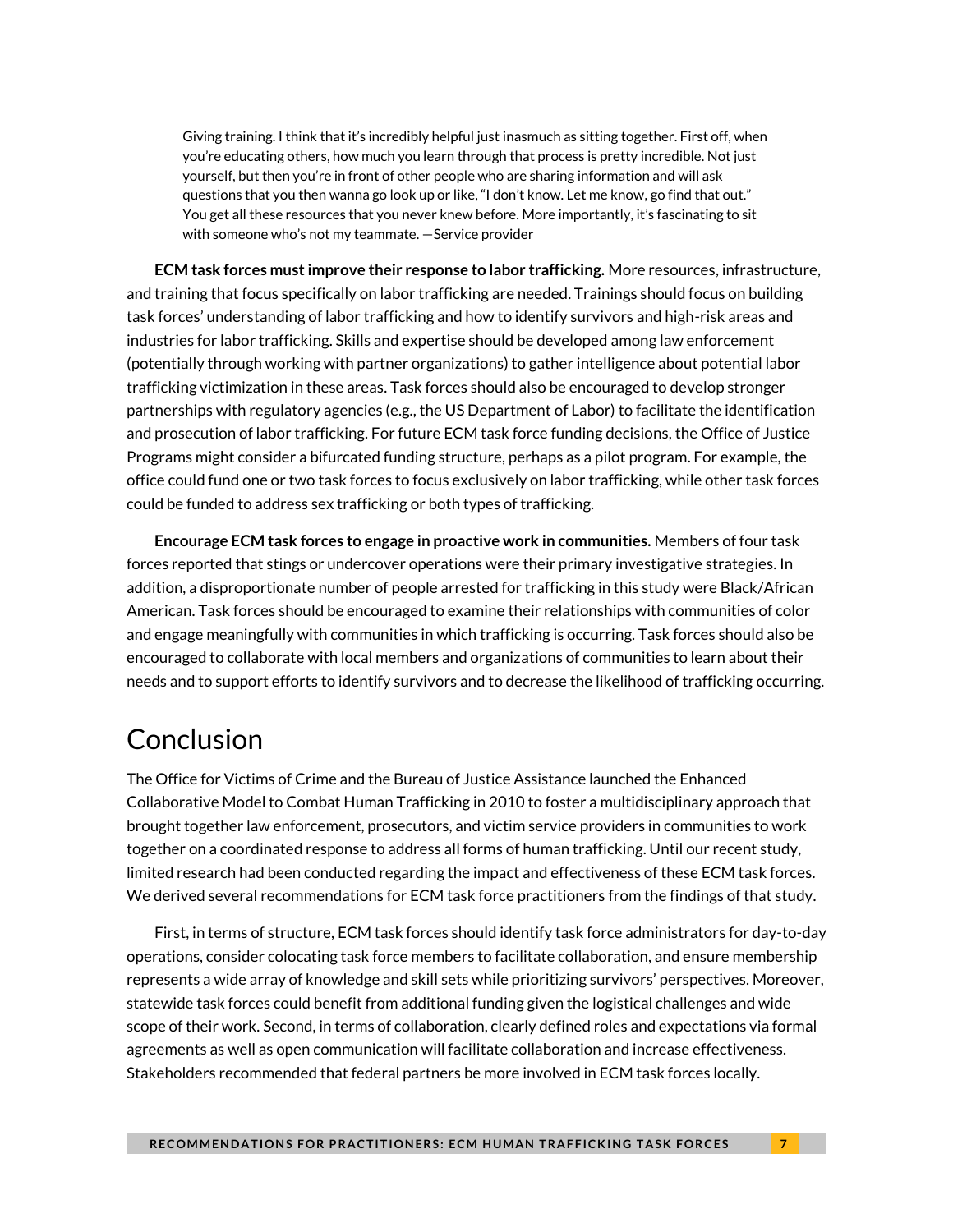> Giving training. I think that it's incredibly helpful just inasmuch as sitting together. First off, when you're educating others, how much you learn through that process is pretty incredible. Not just yourself, but then you're in front of other people who are sharing information and will ask questions that you then wanna go look up or like, "I don't know. Let me know, go find that out." You get all these resources that you never knew before. More importantly, it's fascinating to sit with someone who's not my teammate. —Service provider

**ECM task forces must improve their response to labor trafficking.** More resources, infrastructure, and training that focus specifically on labor trafficking are needed. Trainings should focus on building task forces' understanding of labor trafficking and how to identify survivors and high-risk areas and industries for labor trafficking. Skills and expertise should be developed among law enforcement (potentially through working with partner organizations) to gather intelligence about potential labor trafficking victimization in these areas. Task forces should also be encouraged to develop stronger partnerships with regulatory agencies (e.g., the US Department of Labor) to facilitate the identification and prosecution of labor trafficking. For future ECM task force funding decisions, the Office of Justice Programs might consider a bifurcated funding structure, perhaps as a pilot program. For example, the office could fund one or two task forces to focus exclusively on labor trafficking, while other task forces could be funded to address sex trafficking or both types of trafficking.

**Encourage ECM task forces to engage in proactive work in communities.** Members of four task forces reported that stings or undercover operations were their primary investigative strategies. In addition, a disproportionate number of people arrested for trafficking in this study were Black/African American. Task forces should be encouraged to examine their relationships with communities of color and engage meaningfully with communities in which trafficking is occurring. Task forces should also be encouraged to collaborate with local members and organizations of communities to learn about their needs and to support efforts to identify survivors and to decrease the likelihood of trafficking occurring.

# Conclusion

The Office for Victims of Crime and the Bureau of Justice Assistance launched the Enhanced Collaborative Model to Combat Human Trafficking in 2010 to foster a multidisciplinary approach that brought together law enforcement, prosecutors, and victim service providers in communities to work together on a coordinated response to address all forms of human trafficking. Until our recent study, limited research had been conducted regarding the impact and effectiveness of these ECM task forces. We derived several recommendations for ECM task force practitioners from the findings of that study.

First, in terms of structure, ECM task forces should identify task force administrators for day-to-day operations, consider colocating task force members to facilitate collaboration, and ensure membership represents a wide array of knowledge and skill sets while prioritizing survivors' perspectives. Moreover, statewide task forces could benefit from additional funding given the logistical challenges and wide scope of their work. Second, in terms of collaboration, clearly defined roles and expectations via formal agreements as well as open communication will facilitate collaboration and increase effectiveness. Stakeholders recommended that federal partners be more involved in ECM task forces locally.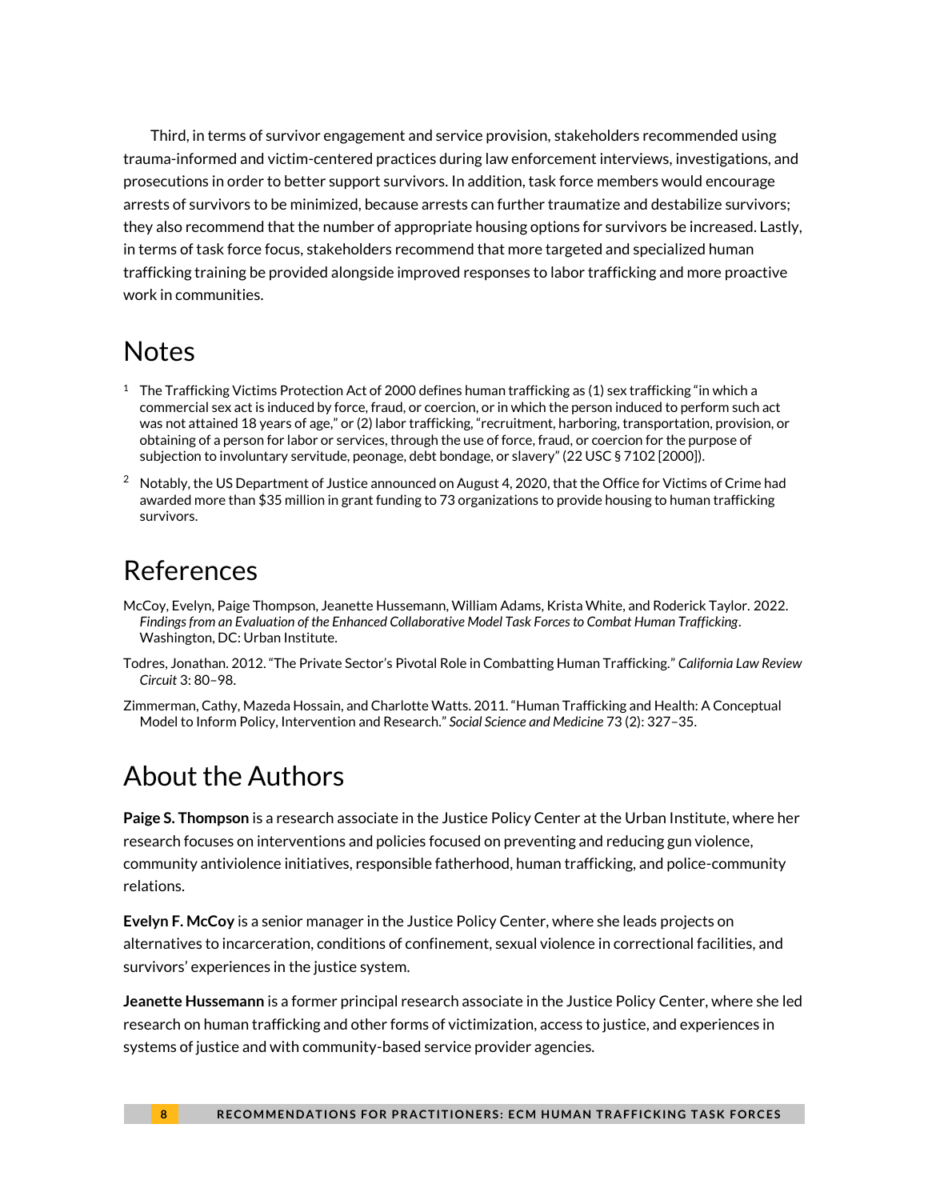Third, in terms of survivor engagement and service provision, stakeholders recommended using trauma-informed and victim-centered practices during law enforcement interviews, investigations, and prosecutions in order to better support survivors. In addition, task force members would encourage arrests of survivors to be minimized, because arrests can further traumatize and destabilize survivors; they also recommend that the number of appropriate housing options for survivors be increased. Lastly, in terms of task force focus, stakeholders recommend that more targeted and specialized human trafficking training be provided alongside improved responses to labor trafficking and more proactive work in communities.

# Notes

[1] The Trafficking Victims Protection Act of 2000 defines human trafficking as (1) sex trafficking "in which a commercial sex act is induced by force, fraud, or coercion, or in which the person induced to perform such act was not attained 18 years of age," or (2) labor trafficking, "recruitment, harboring, transportation, provision, or obtaining of a person for labor or services, through the use of force, fraud, or coercion for the purpose of subjection to involuntary servitude, peonage, debt bondage, or slavery" (22 USC § 7102 [2000]).

[2] Notably, the US Department of Justice announced on August 4, 2020, that the Office for Victims of Crime had awarded more than $35 million in grant funding to 73 organizations to provide housing to human trafficking survivors.

# References

McCoy, Evelyn, Paige Thompson, Jeanette Hussemann, William Adams, Krista White, and Roderick Taylor. 2022. *Findings from an Evaluation of the Enhanced Collaborative Model Task Forces to Combat Human Trafficking*. Washington, DC: Urban Institute.

Todres, Jonathan. 2012. "The Private Sector's Pivotal Role in Combatting Human Trafficking." *California Law Review Circuit* 3: 80–98.

Zimmerman, Cathy, Mazeda Hossain, and Charlotte Watts. 2011. "Human Trafficking and Health: A Conceptual Model to Inform Policy, Intervention and Research." *Social Science and Medicine* 73 (2): 327–35.

# About the Authors

**Paige S. Thompson** is a research associate in the Justice Policy Center at the Urban Institute, where her research focuses on interventions and policies focused on preventing and reducing gun violence, community antiviolence initiatives, responsible fatherhood, human trafficking, and police-community relations.

**Evelyn F. McCoy** is a senior manager in the Justice Policy Center, where she leads projects on alternatives to incarceration, conditions of confinement, sexual violence in correctional facilities, and survivors' experiences in the justice system.

**Jeanette Hussemann** is a former principal research associate in the Justice Policy Center, where she led research on human trafficking and other forms of victimization, access to justice, and experiences in systems of justice and with community-based service provider agencies.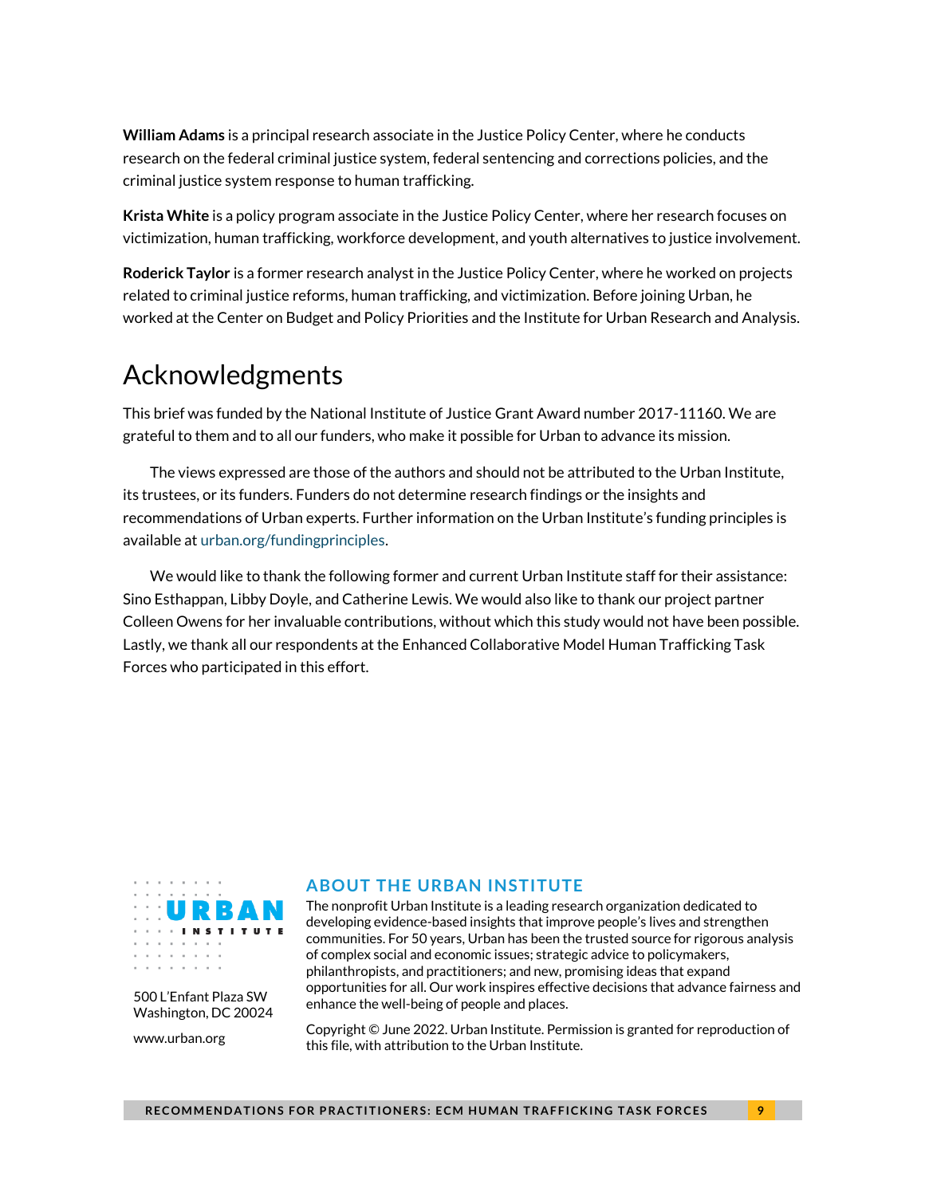**William Adams** is a principal research associate in the Justice Policy Center, where he conducts research on the federal criminal justice system, federal sentencing and corrections policies, and the criminal justice system response to human trafficking.

**Krista White** is a policy program associate in the Justice Policy Center, where her research focuses on victimization, human trafficking, workforce development, and youth alternatives to justice involvement.

**Roderick Taylor** is a former research analyst in the Justice Policy Center, where he worked on projects related to criminal justice reforms, human trafficking, and victimization. Before joining Urban, he worked at the Center on Budget and Policy Priorities and the Institute for Urban Research and Analysis.

# Acknowledgments

This brief was funded by the National Institute of Justice Grant Award number 2017-11160. We are grateful to them and to all our funders, who make it possible for Urban to advance its mission.

The views expressed are those of the authors and should not be attributed to the Urban Institute, its trustees, or its funders. Funders do not determine research findings or the insights and recommendations of Urban experts. Further information on the Urban Institute's funding principles is available at urban.org/fundingprinciples.

We would like to thank the following former and current Urban Institute staff for their assistance: Sino Esthappan, Libby Doyle, and Catherine Lewis. We would also like to thank our project partner Colleen Owens for her invaluable contributions, without which this study would not have been possible. Lastly, we thank all our respondents at the Enhanced Collaborative Model Human Trafficking Task Forces who participated in this effort.

URBAN INSTITUTE

500 L'Enfant Plaza SW
Washington, DC 20024

www.urban.org

## ABOUT THE URBAN INSTITUTE

The nonprofit Urban Institute is a leading research organization dedicated to developing evidence-based insights that improve people's lives and strengthen communities. For 50 years, Urban has been the trusted source for rigorous analysis of complex social and economic issues; strategic advice to policymakers, philanthropists, and practitioners; and new, promising ideas that expand opportunities for all. Our work inspires effective decisions that advance fairness and enhance the well-being of people and places.

Copyright © June 2022. Urban Institute. Permission is granted for reproduction of this file, with attribution to the Urban Institute.